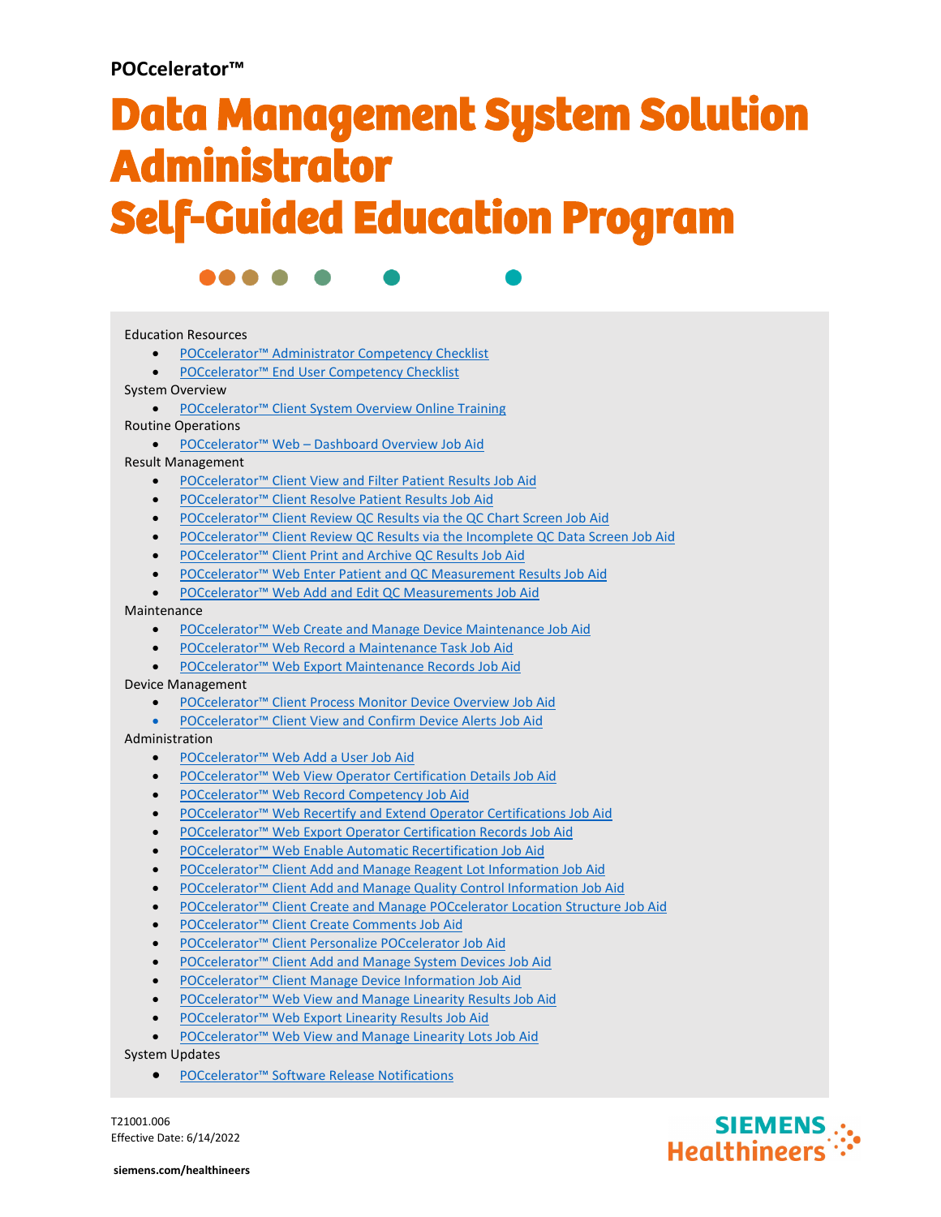**POCcelerator™**

# Data Management System Solution Administrator Self-Guided Education Program

Education Resources

- POCcelerator™ Administrator Competency Checklist
- POCcelerator™ End User Competency Checklist

System Overview

- POCcelerator™ Client System Overview Online Training

Routine Operations

- POCcelerator™ Web – Dashboard Overview Job Aid

Result Management

- POCcelerator™ Client View and Filter Patient Results Job Aid
- POCcelerator™ Client Resolve Patient Results Job Aid
- POCcelerator™ Client Review QC Results via the QC Chart Screen Job Aid
- POCcelerator™ Client Review QC Results via the Incomplete QC Data Screen Job Aid
- POCcelerator™ Client Print and Archive QC Results Job Aid
- POCcelerator™ Web Enter Patient and QC Measurement Results Job Aid
- POCcelerator™ Web Add and Edit QC Measurements Job Aid

Maintenance

- POCcelerator™ Web Create and Manage Device Maintenance Job Aid
- POCcelerator™ Web Record a Maintenance Task Job Aid
- POCcelerator™ Web Export Maintenance Records Job Aid

Device Management

- POCcelerator™ Client Process Monitor Device Overview Job Aid
- POCcelerator™ Client View and Confirm Device Alerts Job Aid

Administration

- POCcelerator™ Web Add a User Job Aid
- POCcelerator™ Web View Operator Certification Details Job Aid
- POCcelerator™ Web Record Competency Job Aid
- POCcelerator™ Web Recertify and Extend Operator Certifications Job Aid
- POCcelerator™ Web Export Operator Certification Records Job Aid
- POCcelerator™ Web Enable Automatic Recertification Job Aid
- POCcelerator™ Client Add and Manage Reagent Lot Information Job Aid
- POCcelerator™ Client Add and Manage Quality Control Information Job Aid
- POCcelerator™ Client Create and Manage POCcelerator Location Structure Job Aid
- POCcelerator™ Client Create Comments Job Aid
- POCcelerator™ Client Personalize POCcelerator Job Aid
- POCcelerator™ Client Add and Manage System Devices Job Aid
- POCcelerator™ Client Manage Device Information Job Aid
- POCcelerator™ Web View and Manage Linearity Results Job Aid
- POCcelerator™ Web Export Linearity Results Job Aid
- POCcelerator™ Web View and Manage Linearity Lots Job Aid

System Updates

- POCcelerator™ Software Release Notifications

T21001.006
Effective Date: 6/14/2022

SIEMENS Healthineers

siemens.com/healthineers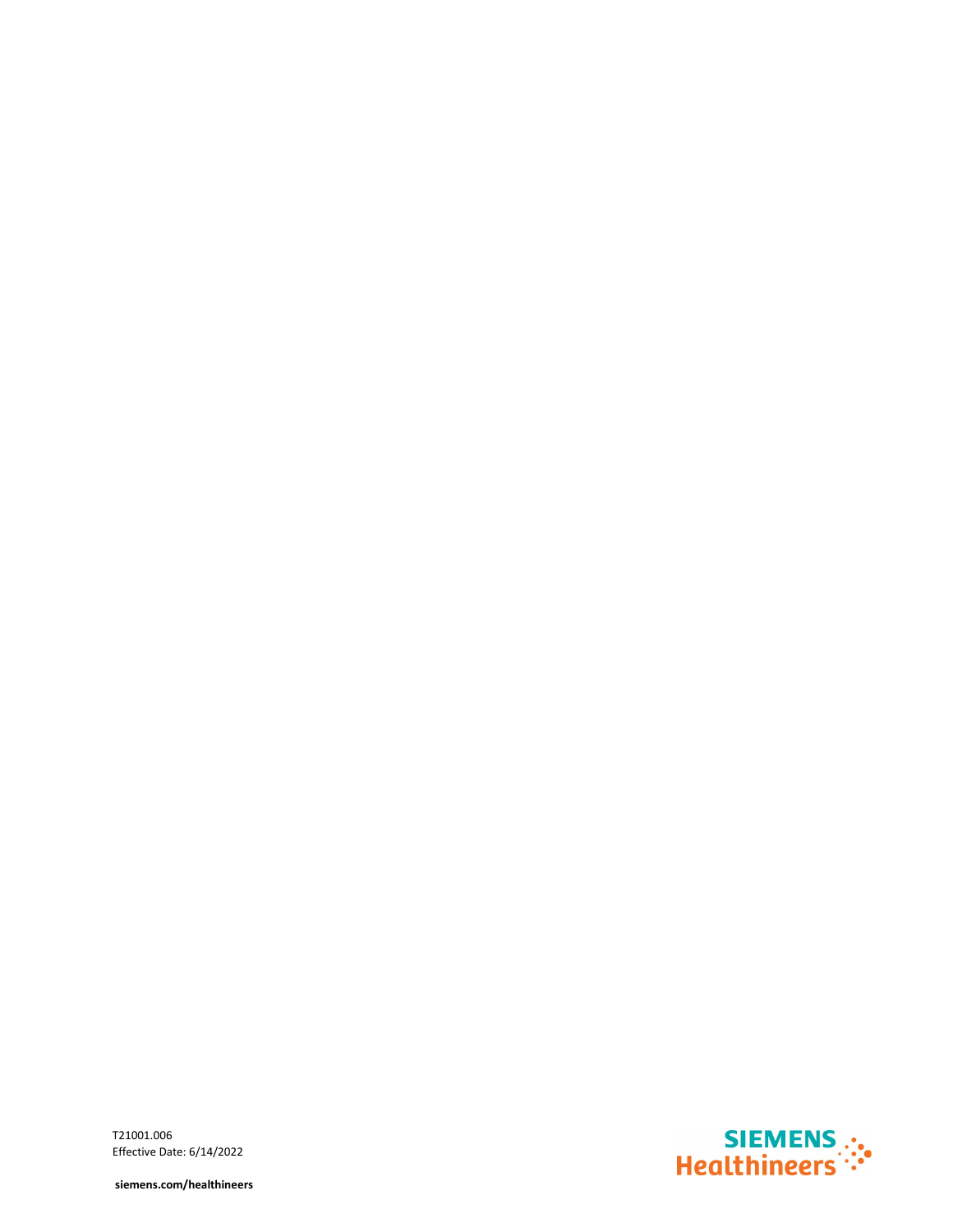T21001.006
Effective Date: 6/14/2022

**siemens.com/healthineers**

SIEMENS Healthineers